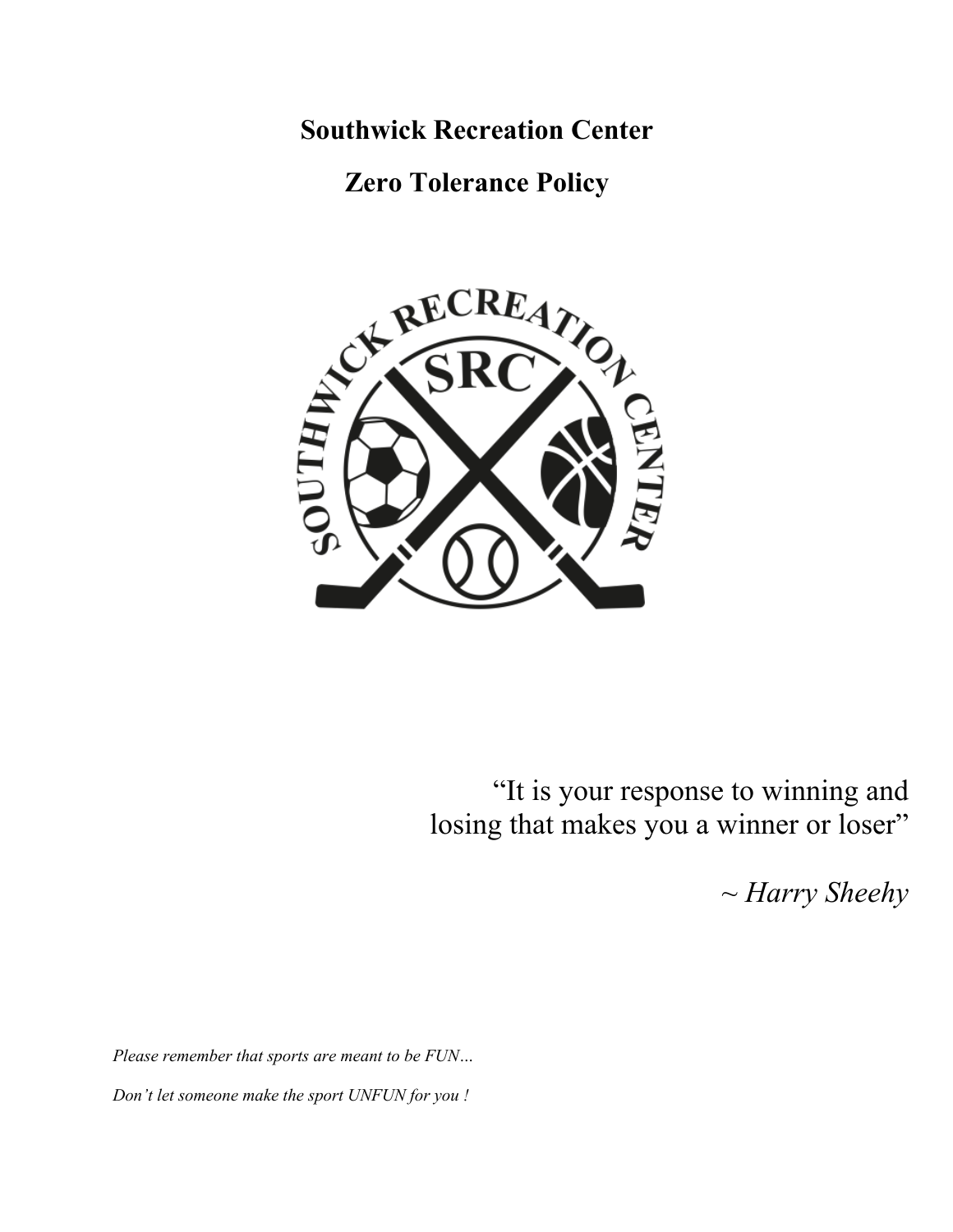# Southwick Recreation Center

## Zero Tolerance Policy

"It is your response to winning and losing that makes you a winner or loser"

~ *Harry Sheehy*

*Please remember that sports are meant to be FUN…*

*Don't let someone make the sport UNFUN for you !*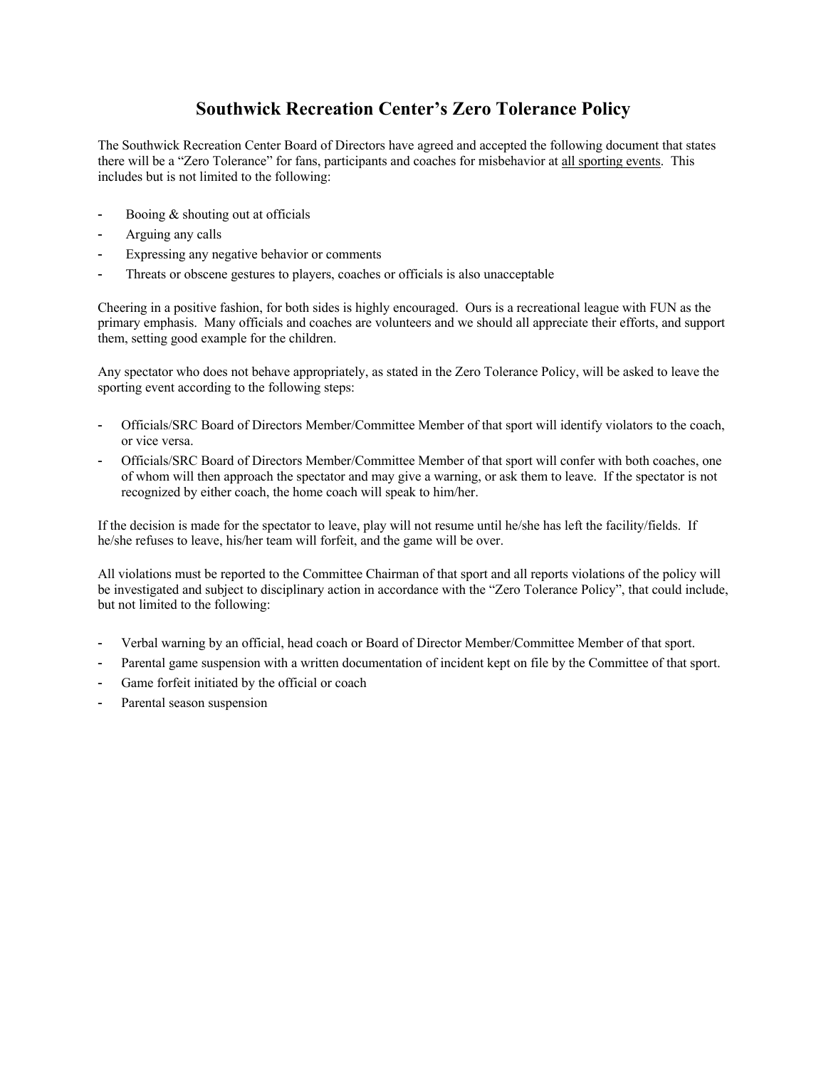# Southwick Recreation Center's Zero Tolerance Policy

The Southwick Recreation Center Board of Directors have agreed and accepted the following document that states there will be a "Zero Tolerance" for fans, participants and coaches for misbehavior at <u>all sporting events</u>. This includes but is not limited to the following:

- Booing & shouting out at officials
- Arguing any calls
- Expressing any negative behavior or comments
- Threats or obscene gestures to players, coaches or officials is also unacceptable

Cheering in a positive fashion, for both sides is highly encouraged. Ours is a recreational league with FUN as the primary emphasis. Many officials and coaches are volunteers and we should all appreciate their efforts, and support them, setting good example for the children.

Any spectator who does not behave appropriately, as stated in the Zero Tolerance Policy, will be asked to leave the sporting event according to the following steps:

- Officials/SRC Board of Directors Member/Committee Member of that sport will identify violators to the coach, or vice versa.
- Officials/SRC Board of Directors Member/Committee Member of that sport will confer with both coaches, one of whom will then approach the spectator and may give a warning, or ask them to leave. If the spectator is not recognized by either coach, the home coach will speak to him/her.

If the decision is made for the spectator to leave, play will not resume until he/she has left the facility/fields. If he/she refuses to leave, his/her team will forfeit, and the game will be over.

All violations must be reported to the Committee Chairman of that sport and all reports violations of the policy will be investigated and subject to disciplinary action in accordance with the "Zero Tolerance Policy", that could include, but not limited to the following:

- Verbal warning by an official, head coach or Board of Director Member/Committee Member of that sport.
- Parental game suspension with a written documentation of incident kept on file by the Committee of that sport.
- Game forfeit initiated by the official or coach
- Parental season suspension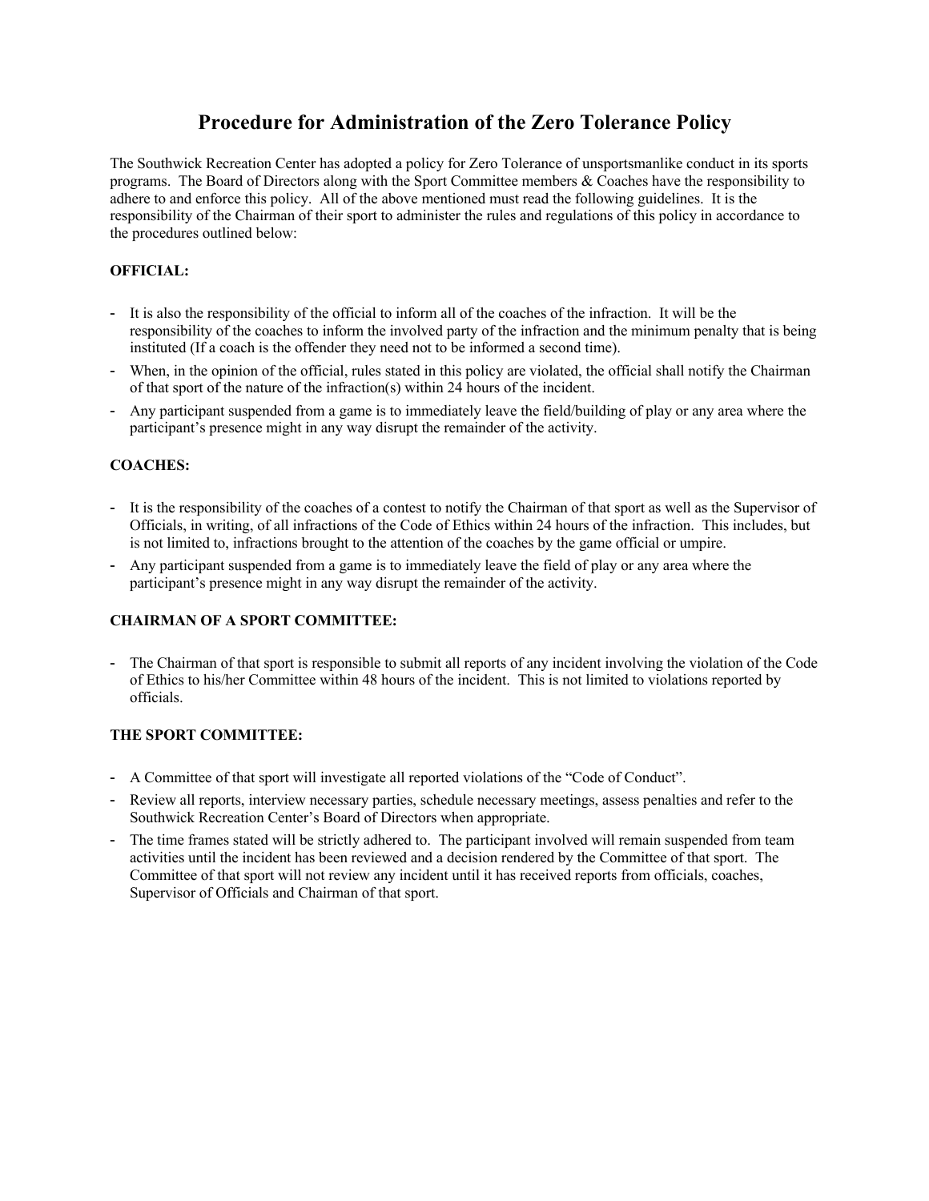# Procedure for Administration of the Zero Tolerance Policy

The Southwick Recreation Center has adopted a policy for Zero Tolerance of unsportsmanlike conduct in its sports programs. The Board of Directors along with the Sport Committee members & Coaches have the responsibility to adhere to and enforce this policy. All of the above mentioned must read the following guidelines. It is the responsibility of the Chairman of their sport to administer the rules and regulations of this policy in accordance to the procedures outlined below:

**OFFICIAL:**

- It is also the responsibility of the official to inform all of the coaches of the infraction. It will be the responsibility of the coaches to inform the involved party of the infraction and the minimum penalty that is being instituted (If a coach is the offender they need not to be informed a second time).
- When, in the opinion of the official, rules stated in this policy are violated, the official shall notify the Chairman of that sport of the nature of the infraction(s) within 24 hours of the incident.
- Any participant suspended from a game is to immediately leave the field/building of play or any area where the participant's presence might in any way disrupt the remainder of the activity.

**COACHES:**

- It is the responsibility of the coaches of a contest to notify the Chairman of that sport as well as the Supervisor of Officials, in writing, of all infractions of the Code of Ethics within 24 hours of the infraction. This includes, but is not limited to, infractions brought to the attention of the coaches by the game official or umpire.
- Any participant suspended from a game is to immediately leave the field of play or any area where the participant's presence might in any way disrupt the remainder of the activity.

**CHAIRMAN OF A SPORT COMMITTEE:**

- The Chairman of that sport is responsible to submit all reports of any incident involving the violation of the Code of Ethics to his/her Committee within 48 hours of the incident. This is not limited to violations reported by officials.

**THE SPORT COMMITTEE:**

- A Committee of that sport will investigate all reported violations of the "Code of Conduct".
- Review all reports, interview necessary parties, schedule necessary meetings, assess penalties and refer to the Southwick Recreation Center's Board of Directors when appropriate.
- The time frames stated will be strictly adhered to. The participant involved will remain suspended from team activities until the incident has been reviewed and a decision rendered by the Committee of that sport. The Committee of that sport will not review any incident until it has received reports from officials, coaches, Supervisor of Officials and Chairman of that sport.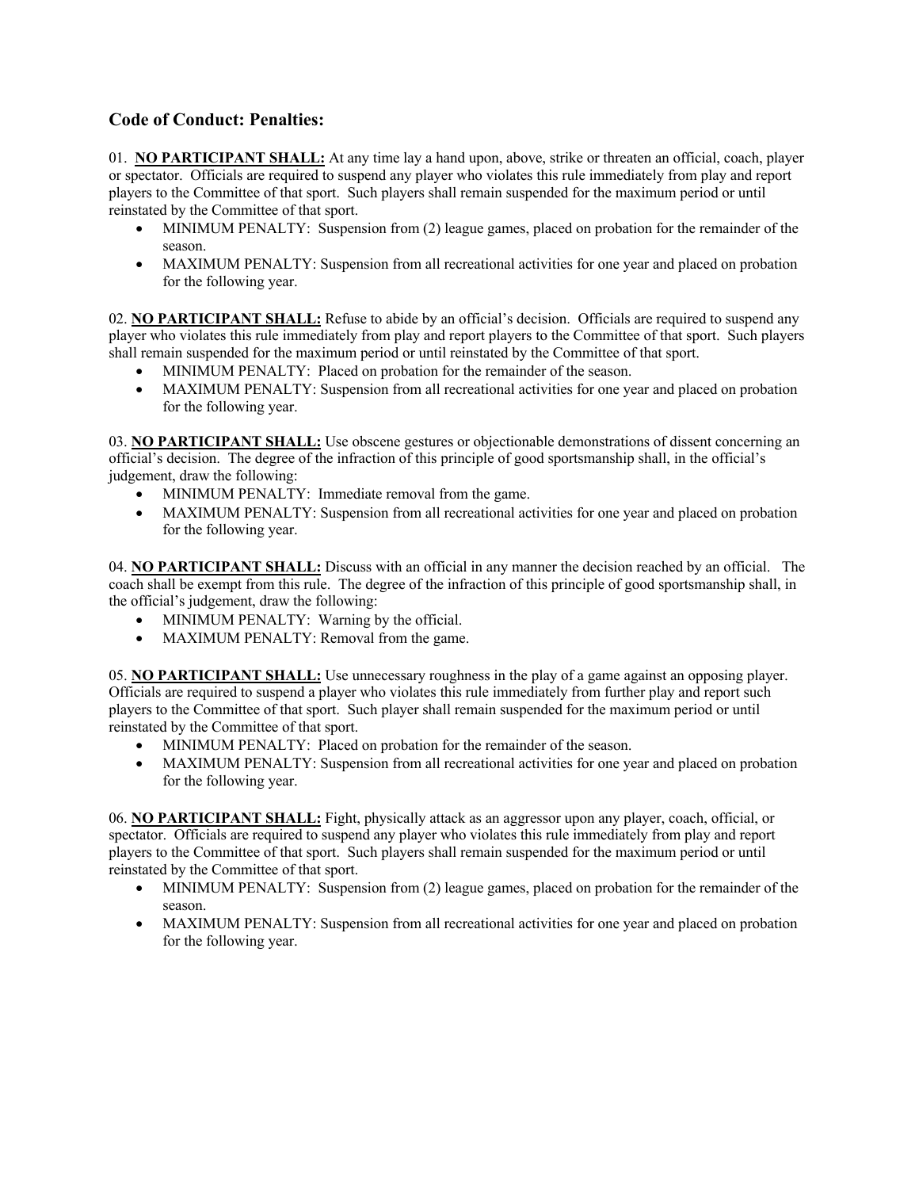## Code of Conduct: Penalties:

01. **NO PARTICIPANT SHALL:** At any time lay a hand upon, above, strike or threaten an official, coach, player or spectator. Officials are required to suspend any player who violates this rule immediately from play and report players to the Committee of that sport. Such players shall remain suspended for the maximum period or until reinstated by the Committee of that sport.

- MINIMUM PENALTY: Suspension from (2) league games, placed on probation for the remainder of the season.
- MAXIMUM PENALTY: Suspension from all recreational activities for one year and placed on probation for the following year.

02. **NO PARTICIPANT SHALL:** Refuse to abide by an official's decision. Officials are required to suspend any player who violates this rule immediately from play and report players to the Committee of that sport. Such players shall remain suspended for the maximum period or until reinstated by the Committee of that sport.

- MINIMUM PENALTY: Placed on probation for the remainder of the season.
- MAXIMUM PENALTY: Suspension from all recreational activities for one year and placed on probation for the following year.

03. **NO PARTICIPANT SHALL:** Use obscene gestures or objectionable demonstrations of dissent concerning an official's decision. The degree of the infraction of this principle of good sportsmanship shall, in the official's judgement, draw the following:

- MINIMUM PENALTY: Immediate removal from the game.
- MAXIMUM PENALTY: Suspension from all recreational activities for one year and placed on probation for the following year.

04. **NO PARTICIPANT SHALL:** Discuss with an official in any manner the decision reached by an official. The coach shall be exempt from this rule. The degree of the infraction of this principle of good sportsmanship shall, in the official's judgement, draw the following:

- MINIMUM PENALTY: Warning by the official.
- MAXIMUM PENALTY: Removal from the game.

05. **NO PARTICIPANT SHALL:** Use unnecessary roughness in the play of a game against an opposing player. Officials are required to suspend a player who violates this rule immediately from further play and report such players to the Committee of that sport. Such player shall remain suspended for the maximum period or until reinstated by the Committee of that sport.

- MINIMUM PENALTY: Placed on probation for the remainder of the season.
- MAXIMUM PENALTY: Suspension from all recreational activities for one year and placed on probation for the following year.

06. **NO PARTICIPANT SHALL:** Fight, physically attack as an aggressor upon any player, coach, official, or spectator. Officials are required to suspend any player who violates this rule immediately from play and report players to the Committee of that sport. Such players shall remain suspended for the maximum period or until reinstated by the Committee of that sport.

- MINIMUM PENALTY: Suspension from (2) league games, placed on probation for the remainder of the season.
- MAXIMUM PENALTY: Suspension from all recreational activities for one year and placed on probation for the following year.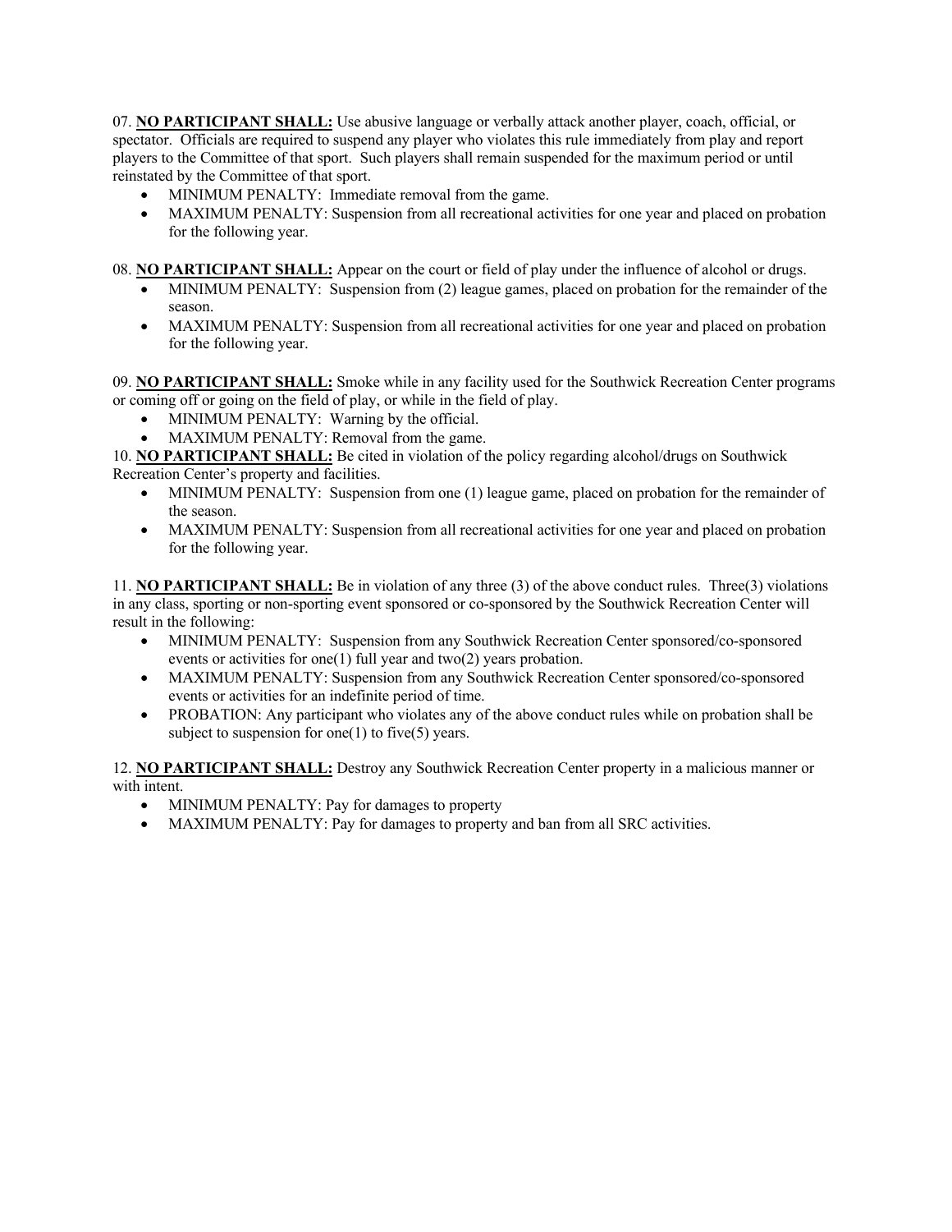07. **NO PARTICIPANT SHALL:** Use abusive language or verbally attack another player, coach, official, or spectator. Officials are required to suspend any player who violates this rule immediately from play and report players to the Committee of that sport. Such players shall remain suspended for the maximum period or until reinstated by the Committee of that sport.

- MINIMUM PENALTY: Immediate removal from the game.
- MAXIMUM PENALTY: Suspension from all recreational activities for one year and placed on probation for the following year.

08. **NO PARTICIPANT SHALL:** Appear on the court or field of play under the influence of alcohol or drugs.

- MINIMUM PENALTY: Suspension from (2) league games, placed on probation for the remainder of the season.
- MAXIMUM PENALTY: Suspension from all recreational activities for one year and placed on probation for the following year.

09. **NO PARTICIPANT SHALL:** Smoke while in any facility used for the Southwick Recreation Center programs or coming off or going on the field of play, or while in the field of play.

- MINIMUM PENALTY: Warning by the official.
- MAXIMUM PENALTY: Removal from the game.

10. **NO PARTICIPANT SHALL:** Be cited in violation of the policy regarding alcohol/drugs on Southwick Recreation Center's property and facilities.

- MINIMUM PENALTY: Suspension from one (1) league game, placed on probation for the remainder of the season.
- MAXIMUM PENALTY: Suspension from all recreational activities for one year and placed on probation for the following year.

11. **NO PARTICIPANT SHALL:** Be in violation of any three (3) of the above conduct rules. Three(3) violations in any class, sporting or non-sporting event sponsored or co-sponsored by the Southwick Recreation Center will result in the following:

- MINIMUM PENALTY: Suspension from any Southwick Recreation Center sponsored/co-sponsored events or activities for one(1) full year and two(2) years probation.
- MAXIMUM PENALTY: Suspension from any Southwick Recreation Center sponsored/co-sponsored events or activities for an indefinite period of time.
- PROBATION: Any participant who violates any of the above conduct rules while on probation shall be subject to suspension for one(1) to five(5) years.

12. **NO PARTICIPANT SHALL:** Destroy any Southwick Recreation Center property in a malicious manner or with intent.

- MINIMUM PENALTY: Pay for damages to property
- MAXIMUM PENALTY: Pay for damages to property and ban from all SRC activities.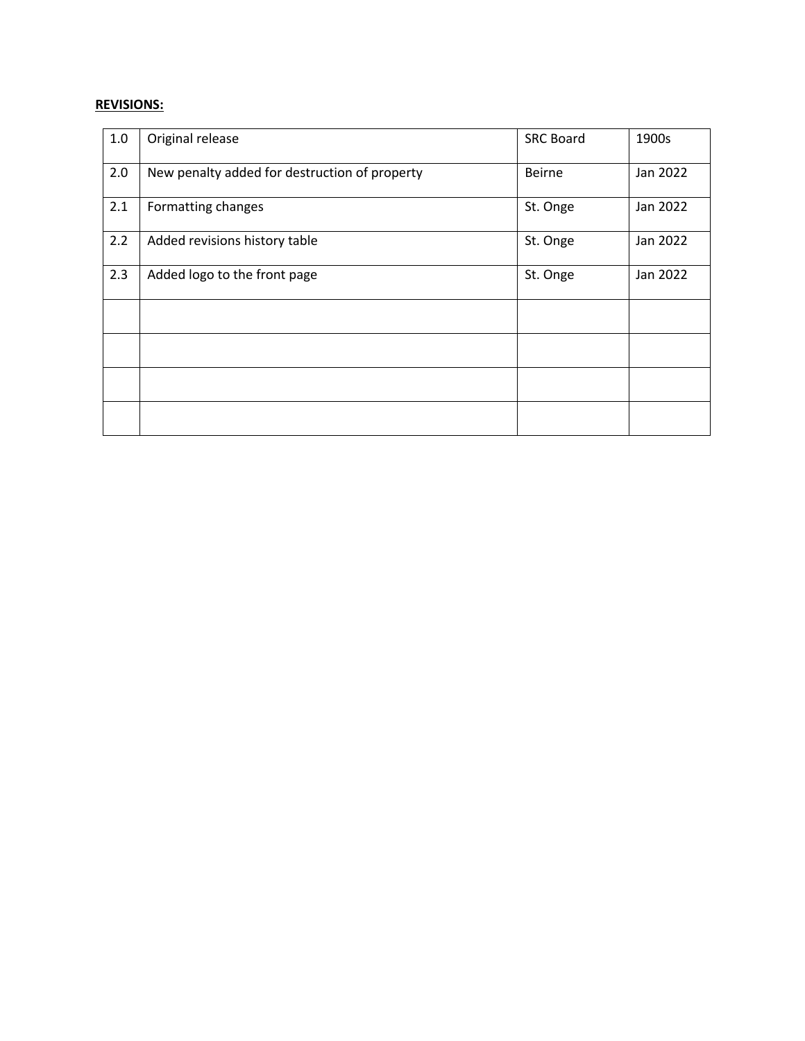**REVISIONS:**

| | | | |
|---|---|---|---|
| 1.0 | Original release | SRC Board | 1900s |
| 2.0 | New penalty added for destruction of property | Beirne | Jan 2022 |
| 2.1 | Formatting changes | St. Onge | Jan 2022 |
| 2.2 | Added revisions history table | St. Onge | Jan 2022 |
| 2.3 | Added logo to the front page | St. Onge | Jan 2022 |
| | | | |
| | | | |
| | | | |
| | | | |